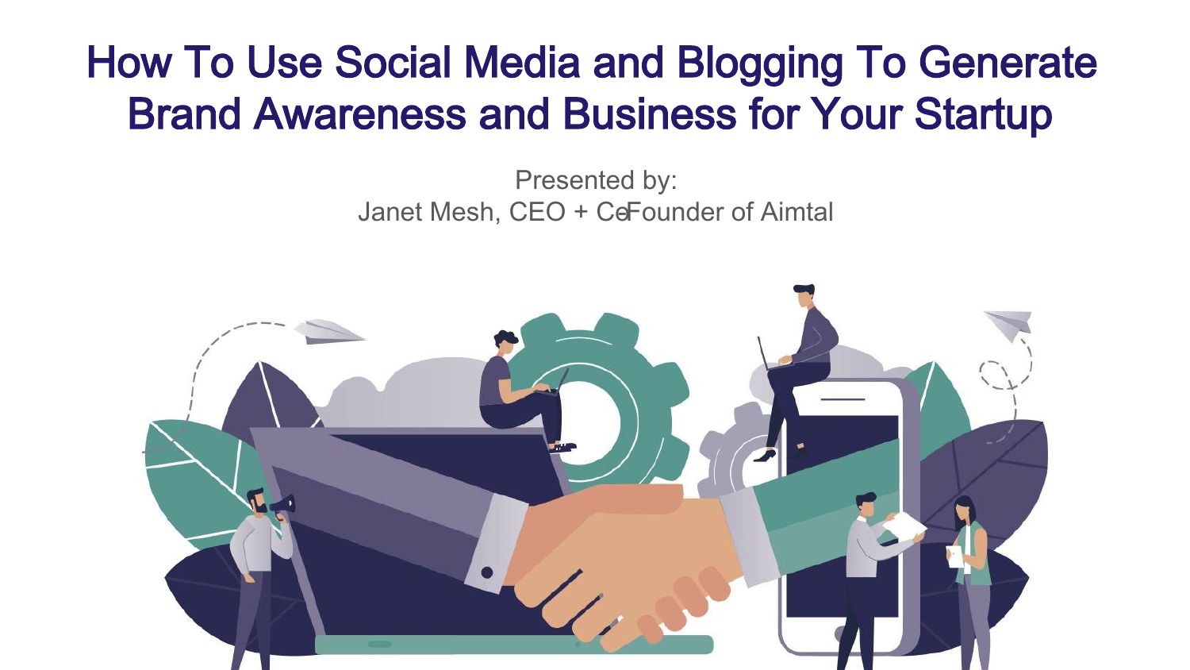# How To Use Social Media and Blogging To Generate Brand Awareness and Business for Your Startup

Presented by:
Janet Mesh, CEO + Co-Founder of Aimtal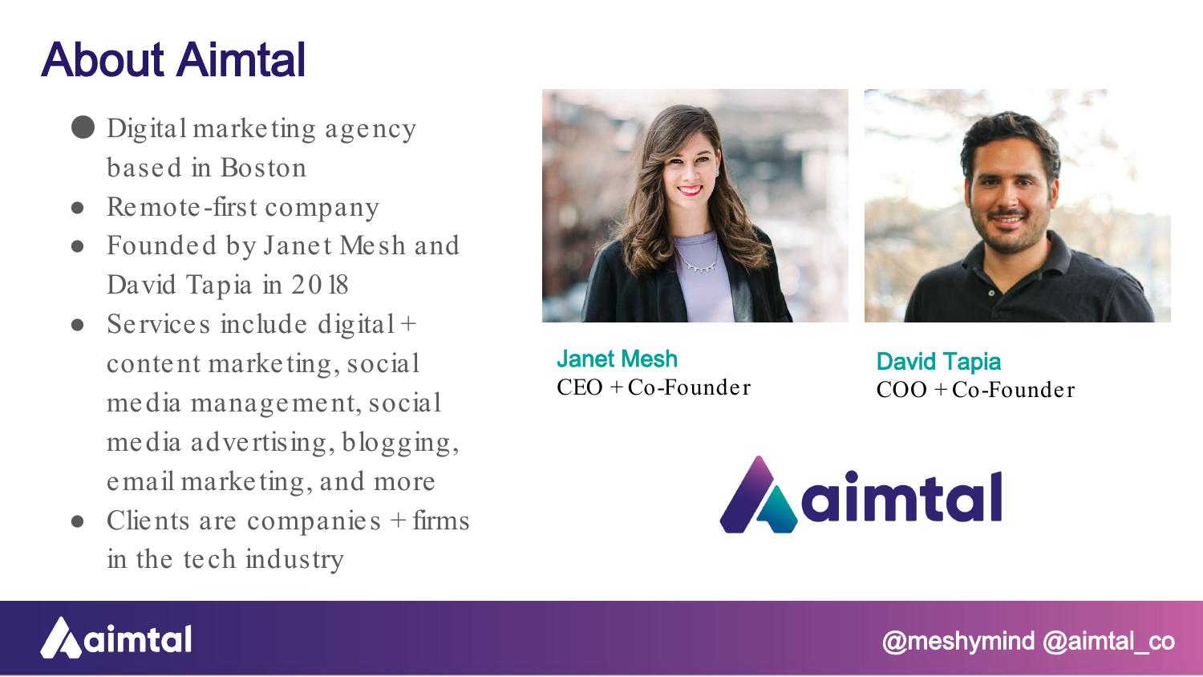# About Aimtal

- Digital marketing agency based in Boston
- Remote-first company
- Founded by Janet Mesh and David Tapia in 2018
- Services include digital + content marketing, social media management, social media advertising, blogging, email marketing, and more
- Clients are companies + firms in the tech industry

**Janet Mesh**
CEO + Co-Founder

**David Tapia**
COO + Co-Founder

aimtal

@meshymind @aimtal_co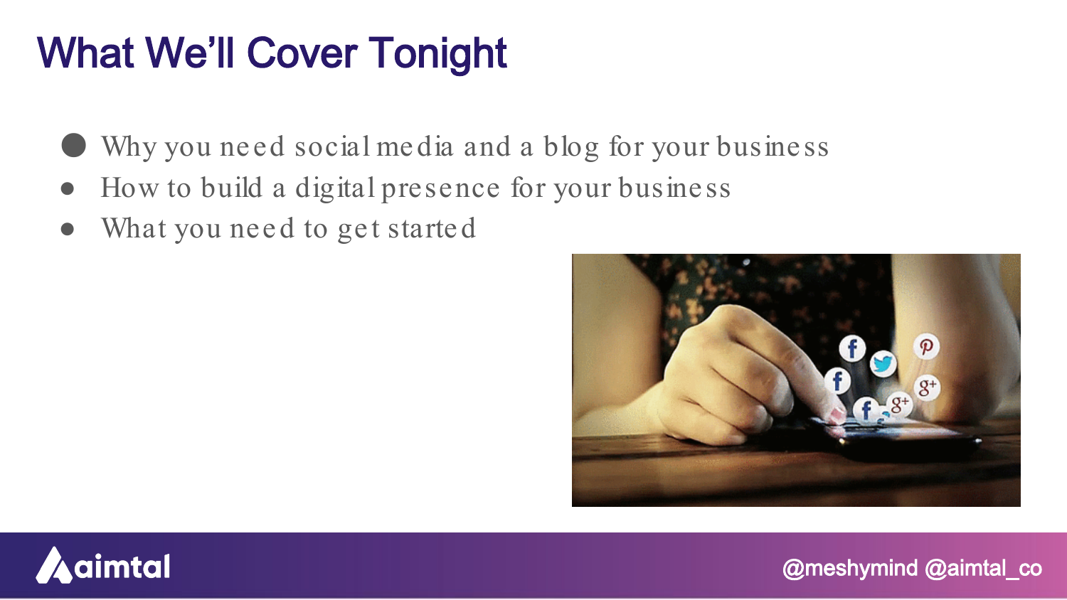# What We'll Cover Tonight

- Why you need social media and a blog for your business
- How to build a digital presence for your business
- What you need to get started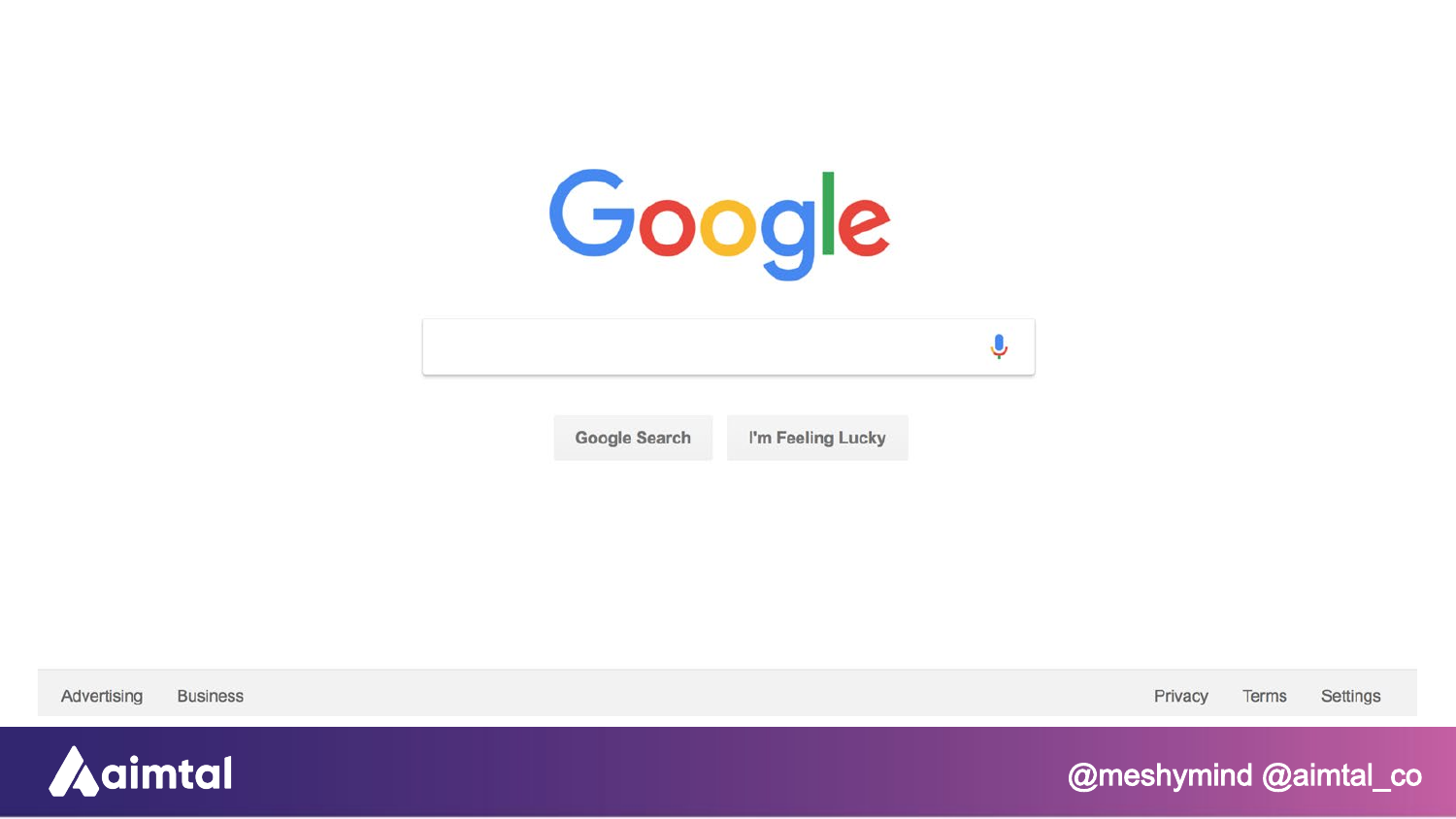Google

Google Search | I'm Feeling Lucky

Advertising Business Privacy Terms Settings

aimtal

@meshymind @aimtal_co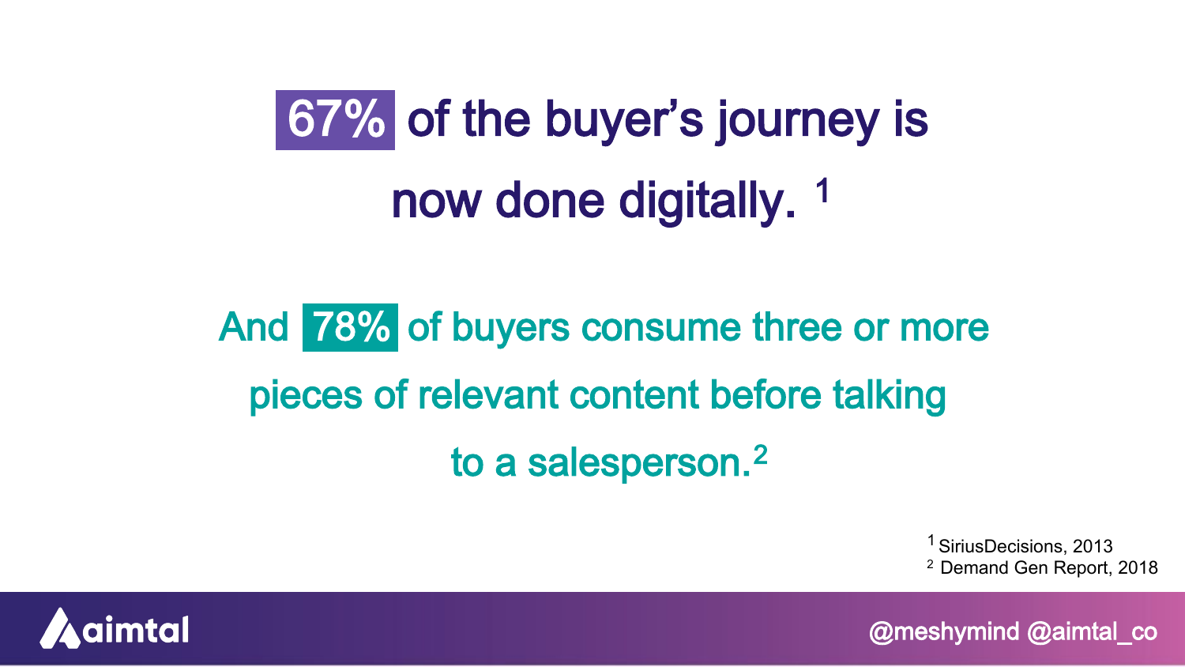# 67% of the buyer's journey is now done digitally.[1]

## And 78% of buyers consume three or more pieces of relevant content before talking to a salesperson.[2]

[1] SiriusDecisions, 2013
[2] Demand Gen Report, 2018

aimtal

@meshymind @aimtal_co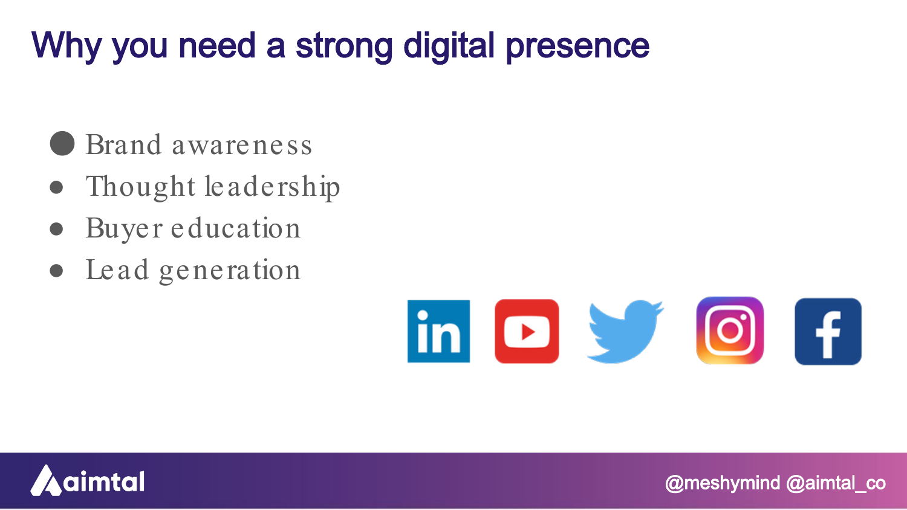# Why you need a strong digital presence

- Brand awareness
- Thought leadership
- Buyer education
- Lead generation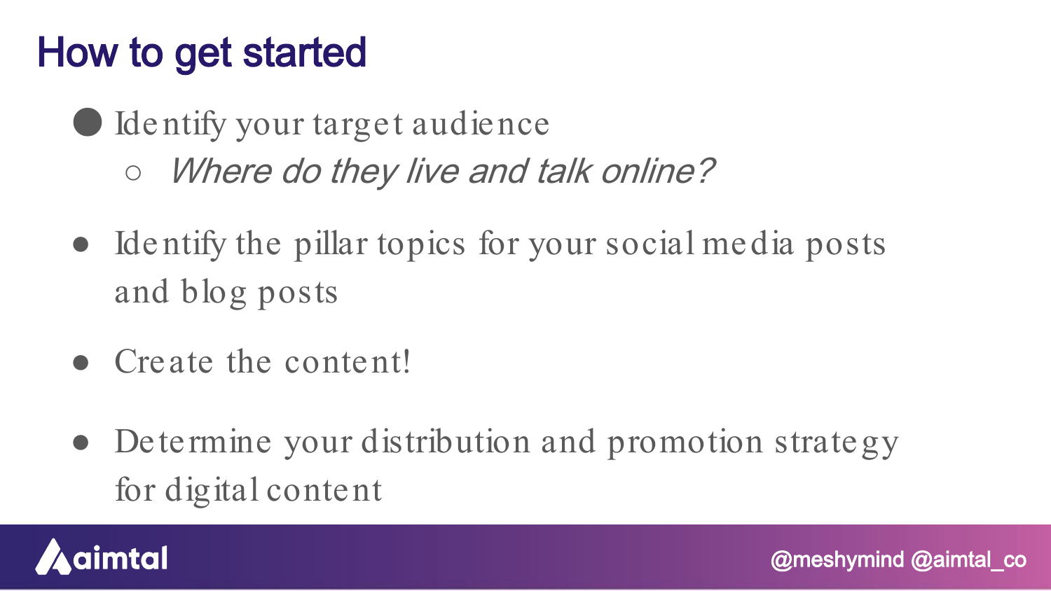# How to get started

- Identify your target audience
  - *Where do they live and talk online?*
- Identify the pillar topics for your social media posts and blog posts
- Create the content!
- Determine your distribution and promotion strategy for digital content

aimtal

@meshymind @aimtal_co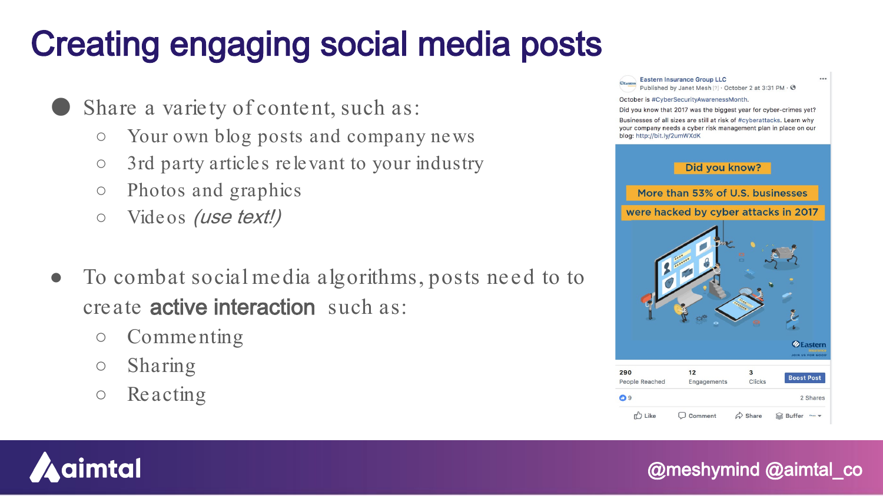# Creating engaging social media posts

- Share a variety of content, such as:
  - Your own blog posts and company news
  - 3rd party articles relevant to your industry
  - Photos and graphics
  - Videos *(use text!)*

- To combat social media algorithms, posts need to to create **active interaction** such as:
  - Commenting
  - Sharing
  - Reacting

Eastern Insurance Group LLC
Published by Janet Mesh [?] · October 2 at 3:31 PM ·

October is #CyberSecurityAwarenessMonth.
Did you know that 2017 was the biggest year for cyber-crimes yet?
Businesses of all sizes are still at risk of #cyberattacks. Learn why your company needs a cyber risk management plan in place on our blog: http://bit.ly/2umWXdK

Did you know?
More than 53% of U.S. businesses
were hacked by cyber attacks in 2017

290 People Reached | 12 Engagements | 3 Clicks | Boost Post

9 | 2 Shares

Like | Comment | Share | Buffer

@meshymind @aimtal_co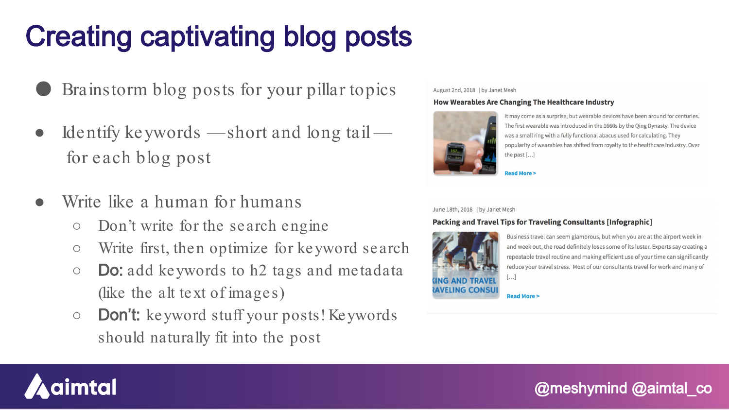# Creating captivating blog posts

- Brainstorm blog posts for your pillar topics
- Identify keywords —short and long tail— for each blog post
- Write like a human for humans
  - Don't write for the search engine
  - Write first, then optimize for keyword search
  - **Do:** add keywords to h2 tags and metadata (like the alt text of images)
  - **Don't:** keyword stuff your posts! Keywords should naturally fit into the post

August 2nd, 2018 | by Janet Mesh

**How Wearables Are Changing The Healthcare Industry**

It may come as a surprise, but wearable devices have been around for centuries. The first wearable was introduced in the 1660s by the Qing Dynasty. The device was a small ring with a fully functional abacus used for calculating. They popularity of wearables has shifted from royalty to the healthcare industry. Over the past [...]

Read More >

June 18th, 2018 | by Janet Mesh

**Packing and Travel Tips for Traveling Consultants [Infographic]**

Business travel can seem glamorous, but when you are at the airport week in and week out, the road definitely loses some of its luster. Experts say creating a repeatable travel routine and making efficient use of your time can significantly reduce your travel stress. Most of our consultants travel for work and many of [...]

Read More >

aimtal

@meshymind @aimtal_co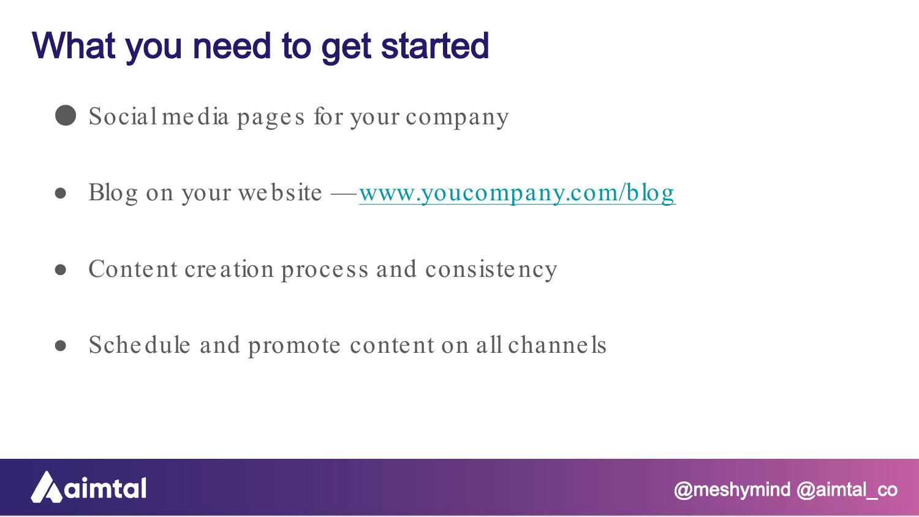# What you need to get started

- Social media pages for your company
- Blog on your website — [www.youcompany.com/blog](http://www.youcompany.com/blog)
- Content creation process and consistency
- Schedule and promote content on all channels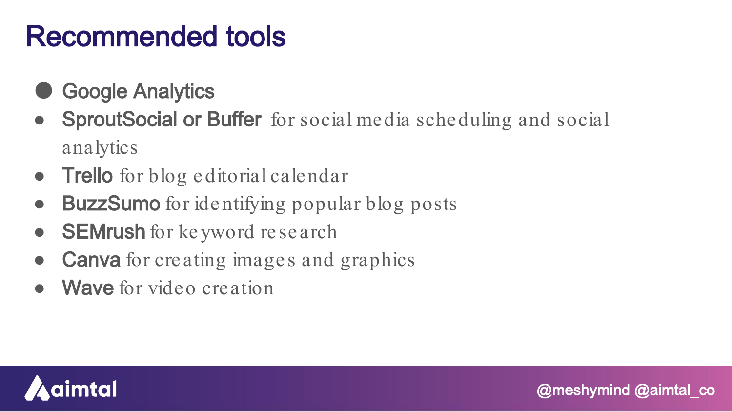# Recommended tools

- Google Analytics
- SproutSocial or Buffer for social media scheduling and social analytics
- Trello for blog editorial calendar
- BuzzSumo for identifying popular blog posts
- SEMrush for keyword research
- Canva for creating images and graphics
- Wave for video creation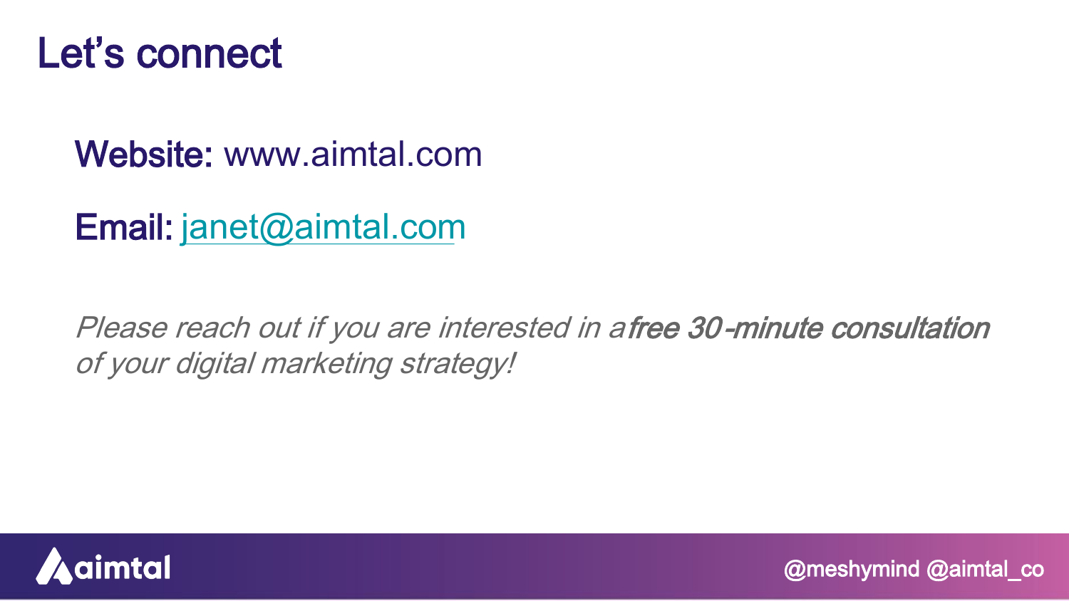# Let's connect

**Website:** www.aimtal.com

**Email:** janet@aimtal.com

*Please reach out if you are interested in a **free 30-minute consultation** of your digital marketing strategy!*

aimtal

@meshymind @aimtal_co